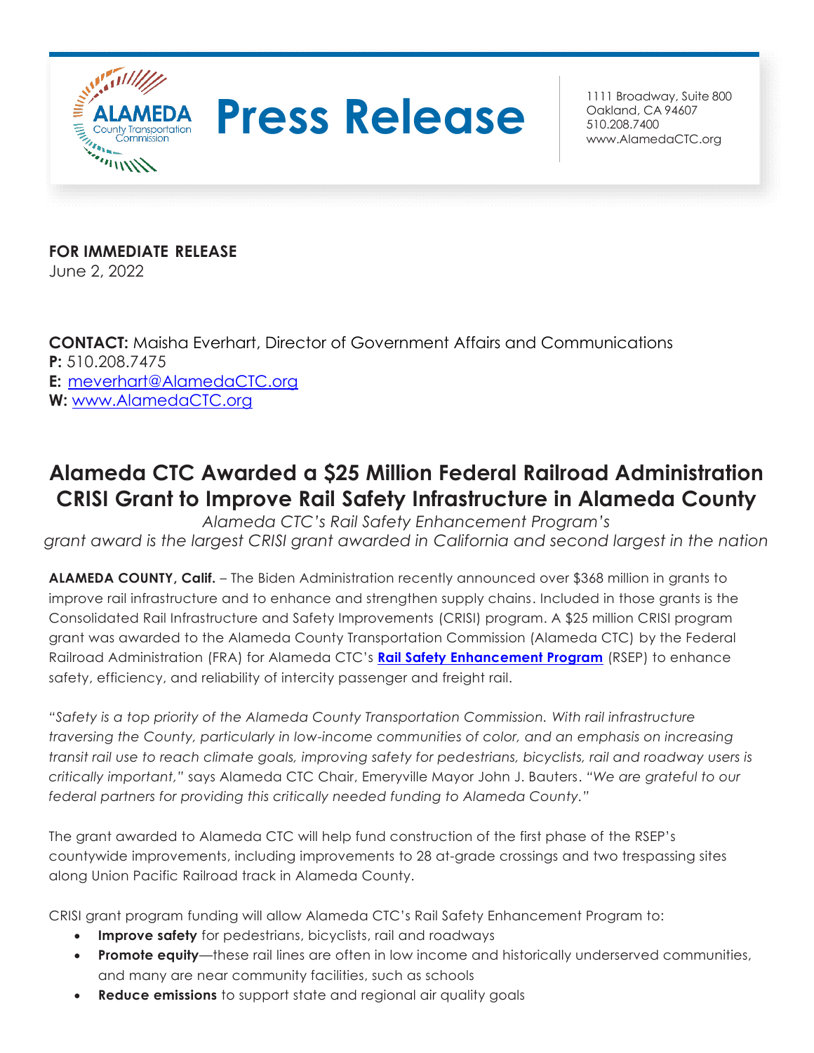# Press Release

1111 Broadway, Suite 800
Oakland, CA 94607
510.208.7400
www.AlamedaCTC.org

**FOR IMMEDIATE RELEASE**
June 2, 2022

**CONTACT:** Maisha Everhart, Director of Government Affairs and Communications
**P:** 510.208.7475
**E:** meverhart@AlamedaCTC.org
**W:** www.AlamedaCTC.org

## Alameda CTC Awarded a $25 Million Federal Railroad Administration CRISI Grant to Improve Rail Safety Infrastructure in Alameda County

*Alameda CTC's Rail Safety Enhancement Program's grant award is the largest CRISI grant awarded in California and second largest in the nation*

**ALAMEDA COUNTY, Calif.** – The Biden Administration recently announced over $368 million in grants to improve rail infrastructure and to enhance and strengthen supply chains. Included in those grants is the Consolidated Rail Infrastructure and Safety Improvements (CRISI) program. A $25 million CRISI program grant was awarded to the Alameda County Transportation Commission (Alameda CTC) by the Federal Railroad Administration (FRA) for Alameda CTC's **Rail Safety Enhancement Program** (RSEP) to enhance safety, efficiency, and reliability of intercity passenger and freight rail.

*"Safety is a top priority of the Alameda County Transportation Commission. With rail infrastructure traversing the County, particularly in low-income communities of color, and an emphasis on increasing transit rail use to reach climate goals, improving safety for pedestrians, bicyclists, rail and roadway users is critically important,"* says Alameda CTC Chair, Emeryville Mayor John J. Bauters. *"We are grateful to our federal partners for providing this critically needed funding to Alameda County."*

The grant awarded to Alameda CTC will help fund construction of the first phase of the RSEP's countywide improvements, including improvements to 28 at-grade crossings and two trespassing sites along Union Pacific Railroad track in Alameda County.

CRISI grant program funding will allow Alameda CTC's Rail Safety Enhancement Program to:

- **Improve safety** for pedestrians, bicyclists, rail and roadways
- **Promote equity**—these rail lines are often in low income and historically underserved communities, and many are near community facilities, such as schools
- **Reduce emissions** to support state and regional air quality goals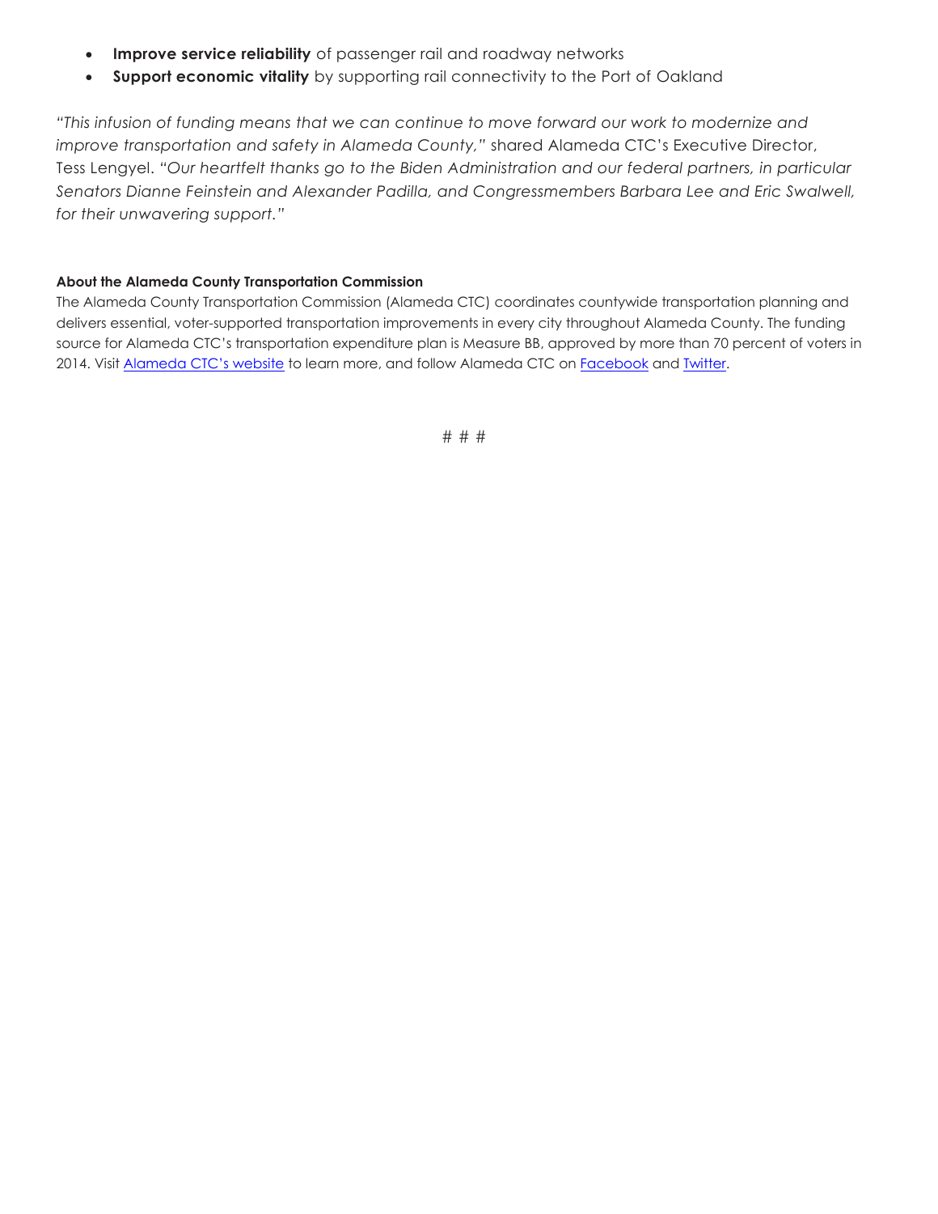- **Improve service reliability** of passenger rail and roadway networks
- **Support economic vitality** by supporting rail connectivity to the Port of Oakland

*"This infusion of funding means that we can continue to move forward our work to modernize and improve transportation and safety in Alameda County,"* shared Alameda CTC's Executive Director, Tess Lengyel. *"Our heartfelt thanks go to the Biden Administration and our federal partners, in particular Senators Dianne Feinstein and Alexander Padilla, and Congressmembers Barbara Lee and Eric Swalwell, for their unwavering support."*

**About the Alameda County Transportation Commission**

The Alameda County Transportation Commission (Alameda CTC) coordinates countywide transportation planning and delivers essential, voter-supported transportation improvements in every city throughout Alameda County. The funding source for Alameda CTC's transportation expenditure plan is Measure BB, approved by more than 70 percent of voters in 2014. Visit Alameda CTC's website to learn more, and follow Alameda CTC on Facebook and Twitter.

# # #